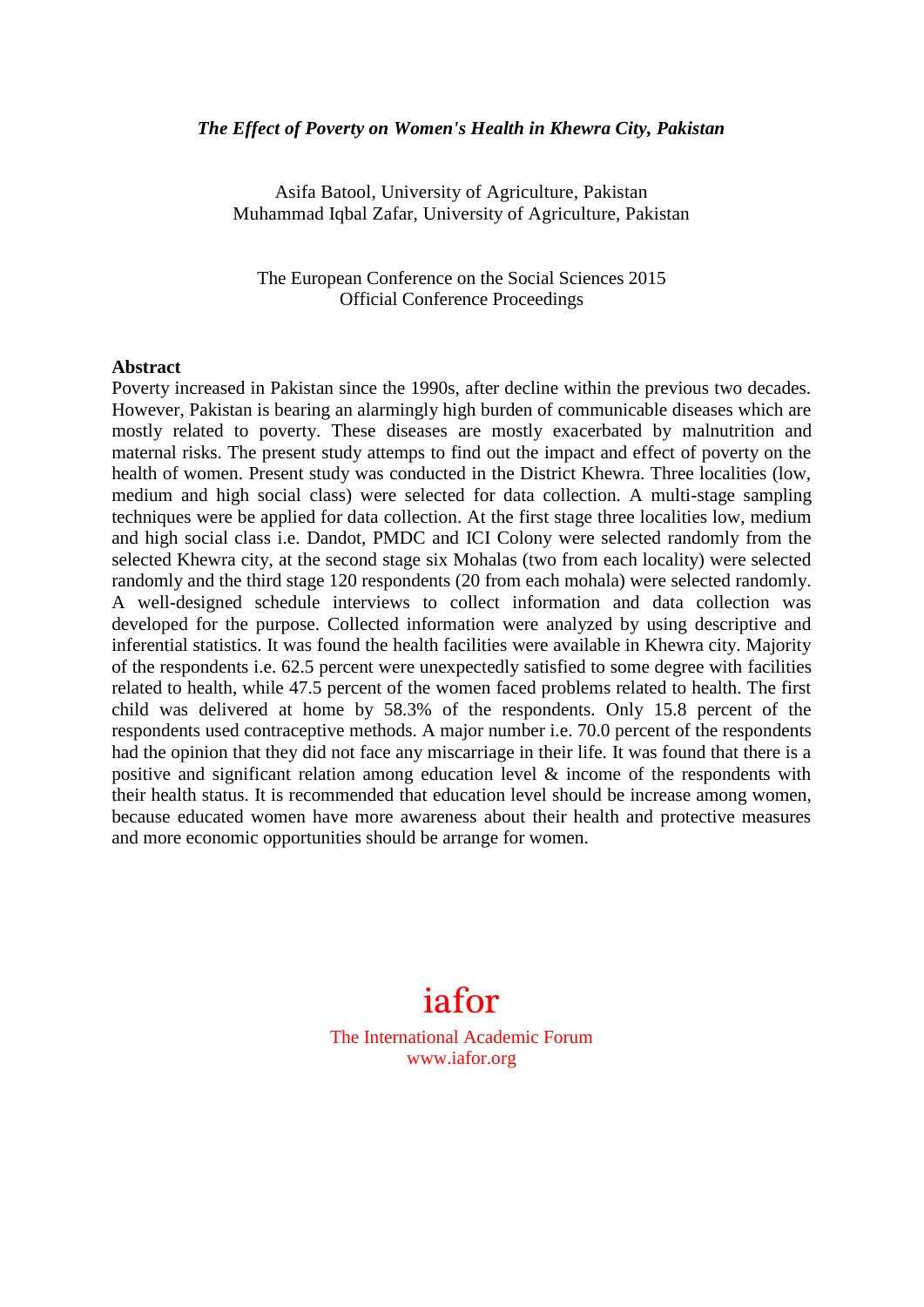# *The Effect of Poverty on Women's Health in Khewra City, Pakistan*

Asifa Batool, University of Agriculture, Pakistan
Muhammad Iqbal Zafar, University of Agriculture, Pakistan

The European Conference on the Social Sciences 2015
Official Conference Proceedings

**Abstract**

Poverty increased in Pakistan since the 1990s, after decline within the previous two decades. However, Pakistan is bearing an alarmingly high burden of communicable diseases which are mostly related to poverty. These diseases are mostly exacerbated by malnutrition and maternal risks. The present study attemps to find out the impact and effect of poverty on the health of women. Present study was conducted in the District Khewra. Three localities (low, medium and high social class) were selected for data collection. A multi-stage sampling techniques were be applied for data collection. At the first stage three localities low, medium and high social class i.e. Dandot, PMDC and ICI Colony were selected randomly from the selected Khewra city, at the second stage six Mohalas (two from each locality) were selected randomly and the third stage 120 respondents (20 from each mohala) were selected randomly. A well-designed schedule interviews to collect information and data collection was developed for the purpose. Collected information were analyzed by using descriptive and inferential statistics. It was found the health facilities were available in Khewra city. Majority of the respondents i.e. 62.5 percent were unexpectedly satisfied to some degree with facilities related to health, while 47.5 percent of the women faced problems related to health. The first child was delivered at home by 58.3% of the respondents. Only 15.8 percent of the respondents used contraceptive methods. A major number i.e. 70.0 percent of the respondents had the opinion that they did not face any miscarriage in their life. It was found that there is a positive and significant relation among education level & income of the respondents with their health status. It is recommended that education level should be increase among women, because educated women have more awareness about their health and protective measures and more economic opportunities should be arrange for women.

iafor

The International Academic Forum
www.iafor.org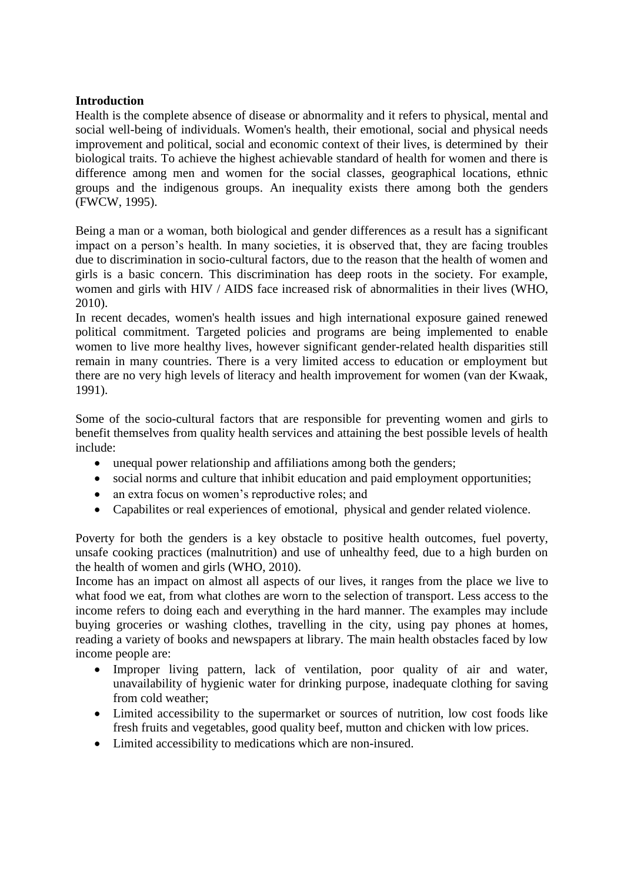**Introduction**

Health is the complete absence of disease or abnormality and it refers to physical, mental and social well-being of individuals. Women's health, their emotional, social and physical needs improvement and political, social and economic context of their lives, is determined by their biological traits. To achieve the highest achievable standard of health for women and there is difference among men and women for the social classes, geographical locations, ethnic groups and the indigenous groups. An inequality exists there among both the genders (FWCW, 1995).

Being a man or a woman, both biological and gender differences as a result has a significant impact on a person's health. In many societies, it is observed that, they are facing troubles due to discrimination in socio-cultural factors, due to the reason that the health of women and girls is a basic concern. This discrimination has deep roots in the society. For example, women and girls with HIV / AIDS face increased risk of abnormalities in their lives (WHO, 2010).

In recent decades, women's health issues and high international exposure gained renewed political commitment. Targeted policies and programs are being implemented to enable women to live more healthy lives, however significant gender-related health disparities still remain in many countries. There is a very limited access to education or employment but there are no very high levels of literacy and health improvement for women (van der Kwaak, 1991).

Some of the socio-cultural factors that are responsible for preventing women and girls to benefit themselves from quality health services and attaining the best possible levels of health include:

- unequal power relationship and affiliations among both the genders;
- social norms and culture that inhibit education and paid employment opportunities;
- an extra focus on women's reproductive roles; and
- Capabilites or real experiences of emotional, physical and gender related violence.

Poverty for both the genders is a key obstacle to positive health outcomes, fuel poverty, unsafe cooking practices (malnutrition) and use of unhealthy feed, due to a high burden on the health of women and girls (WHO, 2010).

Income has an impact on almost all aspects of our lives, it ranges from the place we live to what food we eat, from what clothes are worn to the selection of transport. Less access to the income refers to doing each and everything in the hard manner. The examples may include buying groceries or washing clothes, travelling in the city, using pay phones at homes, reading a variety of books and newspapers at library. The main health obstacles faced by low income people are:

- Improper living pattern, lack of ventilation, poor quality of air and water, unavailability of hygienic water for drinking purpose, inadequate clothing for saving from cold weather;
- Limited accessibility to the supermarket or sources of nutrition, low cost foods like fresh fruits and vegetables, good quality beef, mutton and chicken with low prices.
- Limited accessibility to medications which are non-insured.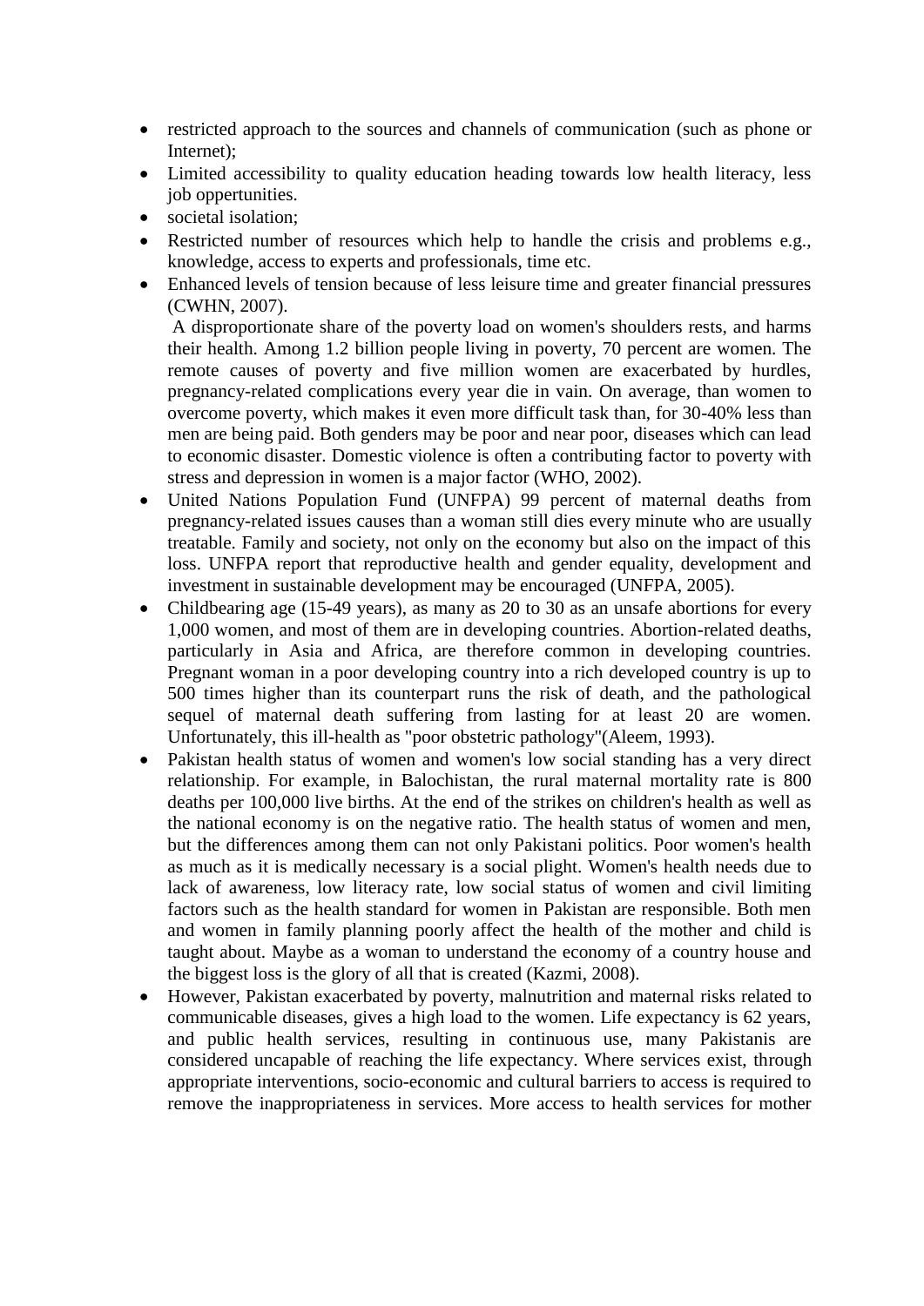- restricted approach to the sources and channels of communication (such as phone or Internet);
- Limited accessibility to quality education heading towards low health literacy, less job oppertunities.
- societal isolation;
- Restricted number of resources which help to handle the crisis and problems e.g., knowledge, access to experts and professionals, time etc.
- Enhanced levels of tension because of less leisure time and greater financial pressures (CWHN, 2007).

  A disproportionate share of the poverty load on women's shoulders rests, and harms their health. Among 1.2 billion people living in poverty, 70 percent are women. The remote causes of poverty and five million women are exacerbated by hurdles, pregnancy-related complications every year die in vain. On average, than women to overcome poverty, which makes it even more difficult task than, for 30-40% less than men are being paid. Both genders may be poor and near poor, diseases which can lead to economic disaster. Domestic violence is often a contributing factor to poverty with stress and depression in women is a major factor (WHO, 2002).
- United Nations Population Fund (UNFPA) 99 percent of maternal deaths from pregnancy-related issues causes than a woman still dies every minute who are usually treatable. Family and society, not only on the economy but also on the impact of this loss. UNFPA report that reproductive health and gender equality, development and investment in sustainable development may be encouraged (UNFPA, 2005).
- Childbearing age (15-49 years), as many as 20 to 30 as an unsafe abortions for every 1,000 women, and most of them are in developing countries. Abortion-related deaths, particularly in Asia and Africa, are therefore common in developing countries. Pregnant woman in a poor developing country into a rich developed country is up to 500 times higher than its counterpart runs the risk of death, and the pathological sequel of maternal death suffering from lasting for at least 20 are women. Unfortunately, this ill-health as "poor obstetric pathology"(Aleem, 1993).
- Pakistan health status of women and women's low social standing has a very direct relationship. For example, in Balochistan, the rural maternal mortality rate is 800 deaths per 100,000 live births. At the end of the strikes on children's health as well as the national economy is on the negative ratio. The health status of women and men, but the differences among them can not only Pakistani politics. Poor women's health as much as it is medically necessary is a social plight. Women's health needs due to lack of awareness, low literacy rate, low social status of women and civil limiting factors such as the health standard for women in Pakistan are responsible. Both men and women in family planning poorly affect the health of the mother and child is taught about. Maybe as a woman to understand the economy of a country house and the biggest loss is the glory of all that is created (Kazmi, 2008).
- However, Pakistan exacerbated by poverty, malnutrition and maternal risks related to communicable diseases, gives a high load to the women. Life expectancy is 62 years, and public health services, resulting in continuous use, many Pakistanis are considered uncapable of reaching the life expectancy. Where services exist, through appropriate interventions, socio-economic and cultural barriers to access is required to remove the inappropriateness in services. More access to health services for mother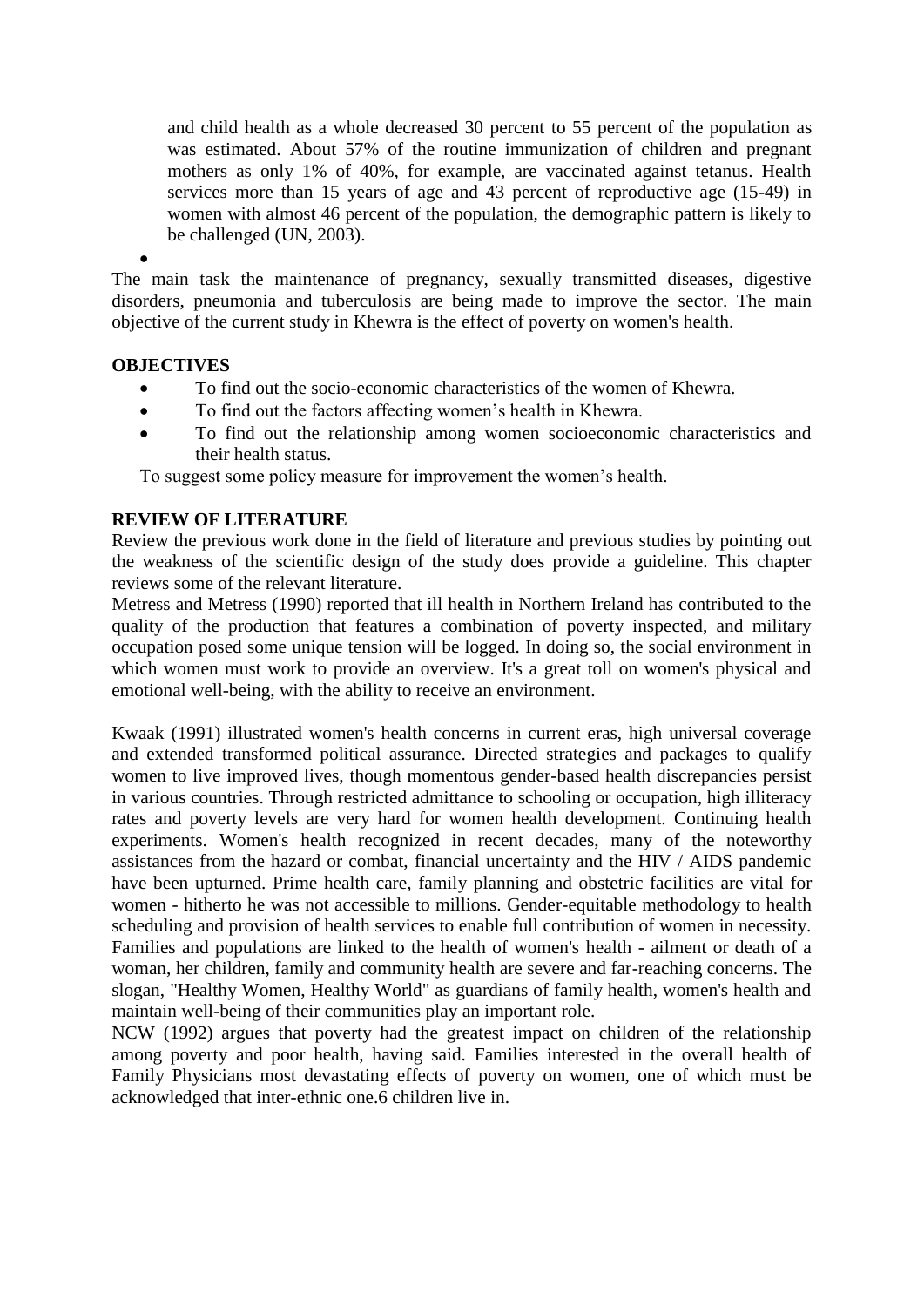and child health as a whole decreased 30 percent to 55 percent of the population as was estimated. About 57% of the routine immunization of children and pregnant mothers as only 1% of 40%, for example, are vaccinated against tetanus. Health services more than 15 years of age and 43 percent of reproductive age (15-49) in women with almost 46 percent of the population, the demographic pattern is likely to be challenged (UN, 2003).

The main task the maintenance of pregnancy, sexually transmitted diseases, digestive disorders, pneumonia and tuberculosis are being made to improve the sector. The main objective of the current study in Khewra is the effect of poverty on women's health.

**OBJECTIVES**

- To find out the socio-economic characteristics of the women of Khewra.
- To find out the factors affecting women's health in Khewra.
- To find out the relationship among women socioeconomic characteristics and their health status.

To suggest some policy measure for improvement the women's health.

**REVIEW OF LITERATURE**

Review the previous work done in the field of literature and previous studies by pointing out the weakness of the scientific design of the study does provide a guideline. This chapter reviews some of the relevant literature.

Metress and Metress (1990) reported that ill health in Northern Ireland has contributed to the quality of the production that features a combination of poverty inspected, and military occupation posed some unique tension will be logged. In doing so, the social environment in which women must work to provide an overview. It's a great toll on women's physical and emotional well-being, with the ability to receive an environment.

Kwaak (1991) illustrated women's health concerns in current eras, high universal coverage and extended transformed political assurance. Directed strategies and packages to qualify women to live improved lives, though momentous gender-based health discrepancies persist in various countries. Through restricted admittance to schooling or occupation, high illiteracy rates and poverty levels are very hard for women health development. Continuing health experiments. Women's health recognized in recent decades, many of the noteworthy assistances from the hazard or combat, financial uncertainty and the HIV / AIDS pandemic have been upturned. Prime health care, family planning and obstetric facilities are vital for women - hitherto he was not accessible to millions. Gender-equitable methodology to health scheduling and provision of health services to enable full contribution of women in necessity. Families and populations are linked to the health of women's health - ailment or death of a woman, her children, family and community health are severe and far-reaching concerns. The slogan, "Healthy Women, Healthy World" as guardians of family health, women's health and maintain well-being of their communities play an important role.

NCW (1992) argues that poverty had the greatest impact on children of the relationship among poverty and poor health, having said. Families interested in the overall health of Family Physicians most devastating effects of poverty on women, one of which must be acknowledged that inter-ethnic one.6 children live in.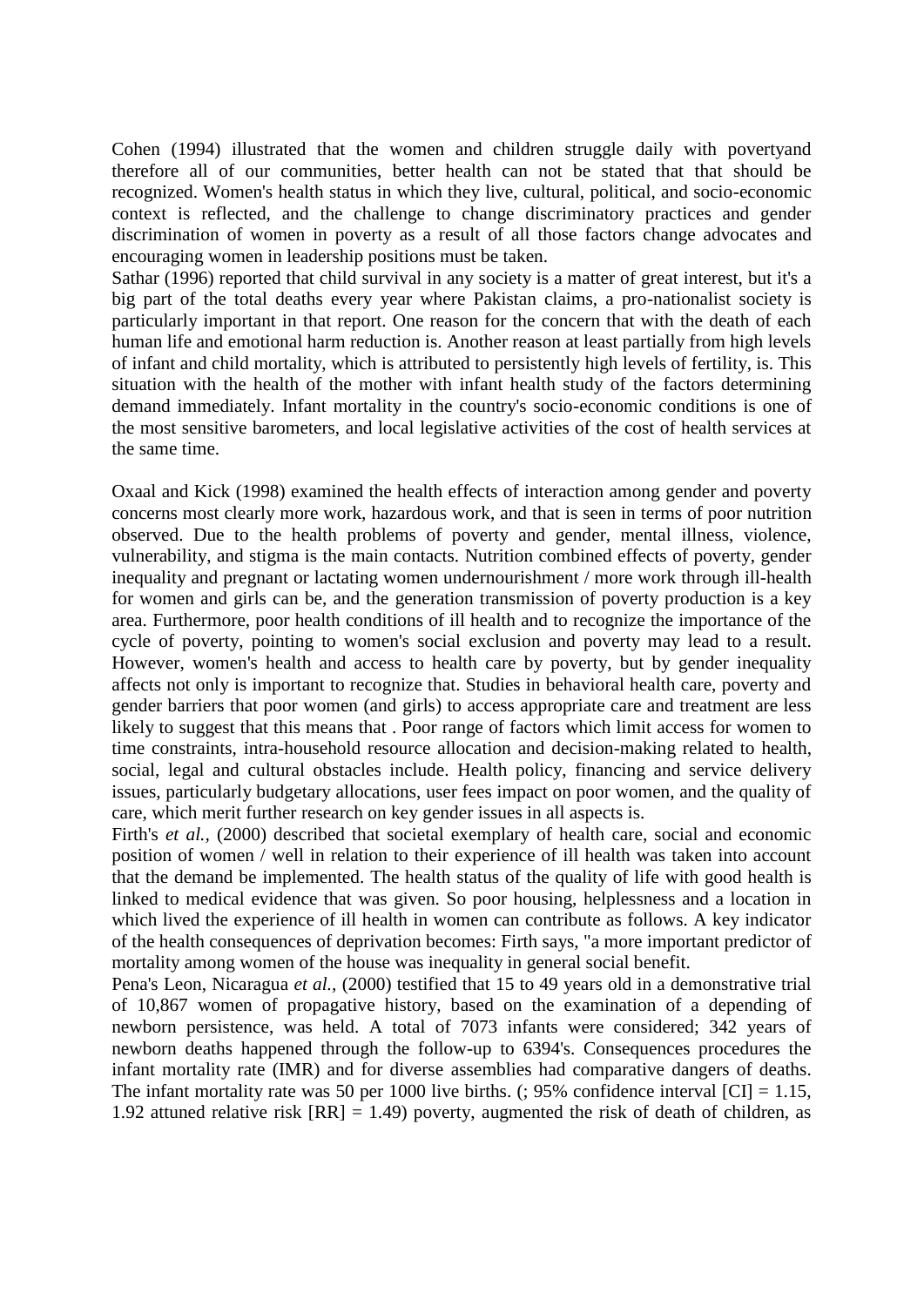Cohen (1994) illustrated that the women and children struggle daily with povertyand therefore all of our communities, better health can not be stated that that should be recognized. Women's health status in which they live, cultural, political, and socio-economic context is reflected, and the challenge to change discriminatory practices and gender discrimination of women in poverty as a result of all those factors change advocates and encouraging women in leadership positions must be taken.

Sathar (1996) reported that child survival in any society is a matter of great interest, but it's a big part of the total deaths every year where Pakistan claims, a pro-nationalist society is particularly important in that report. One reason for the concern that with the death of each human life and emotional harm reduction is. Another reason at least partially from high levels of infant and child mortality, which is attributed to persistently high levels of fertility, is. This situation with the health of the mother with infant health study of the factors determining demand immediately. Infant mortality in the country's socio-economic conditions is one of the most sensitive barometers, and local legislative activities of the cost of health services at the same time.

Oxaal and Kick (1998) examined the health effects of interaction among gender and poverty concerns most clearly more work, hazardous work, and that is seen in terms of poor nutrition observed. Due to the health problems of poverty and gender, mental illness, violence, vulnerability, and stigma is the main contacts. Nutrition combined effects of poverty, gender inequality and pregnant or lactating women undernourishment / more work through ill-health for women and girls can be, and the generation transmission of poverty production is a key area. Furthermore, poor health conditions of ill health and to recognize the importance of the cycle of poverty, pointing to women's social exclusion and poverty may lead to a result. However, women's health and access to health care by poverty, but by gender inequality affects not only is important to recognize that. Studies in behavioral health care, poverty and gender barriers that poor women (and girls) to access appropriate care and treatment are less likely to suggest that this means that . Poor range of factors which limit access for women to time constraints, intra-household resource allocation and decision-making related to health, social, legal and cultural obstacles include. Health policy, financing and service delivery issues, particularly budgetary allocations, user fees impact on poor women, and the quality of care, which merit further research on key gender issues in all aspects is.

Firth's *et al.,* (2000) described that societal exemplary of health care, social and economic position of women / well in relation to their experience of ill health was taken into account that the demand be implemented. The health status of the quality of life with good health is linked to medical evidence that was given. So poor housing, helplessness and a location in which lived the experience of ill health in women can contribute as follows. A key indicator of the health consequences of deprivation becomes: Firth says, "a more important predictor of mortality among women of the house was inequality in general social benefit.

Pena's Leon, Nicaragua *et al.,* (2000) testified that 15 to 49 years old in a demonstrative trial of 10,867 women of propagative history, based on the examination of a depending of newborn persistence, was held. A total of 7073 infants were considered; 342 years of newborn deaths happened through the follow-up to 6394's. Consequences procedures the infant mortality rate (IMR) and for diverse assemblies had comparative dangers of deaths. The infant mortality rate was 50 per 1000 live births. (; 95% confidence interval [CI] = 1.15, 1.92 attuned relative risk [RR] = 1.49) poverty, augmented the risk of death of children, as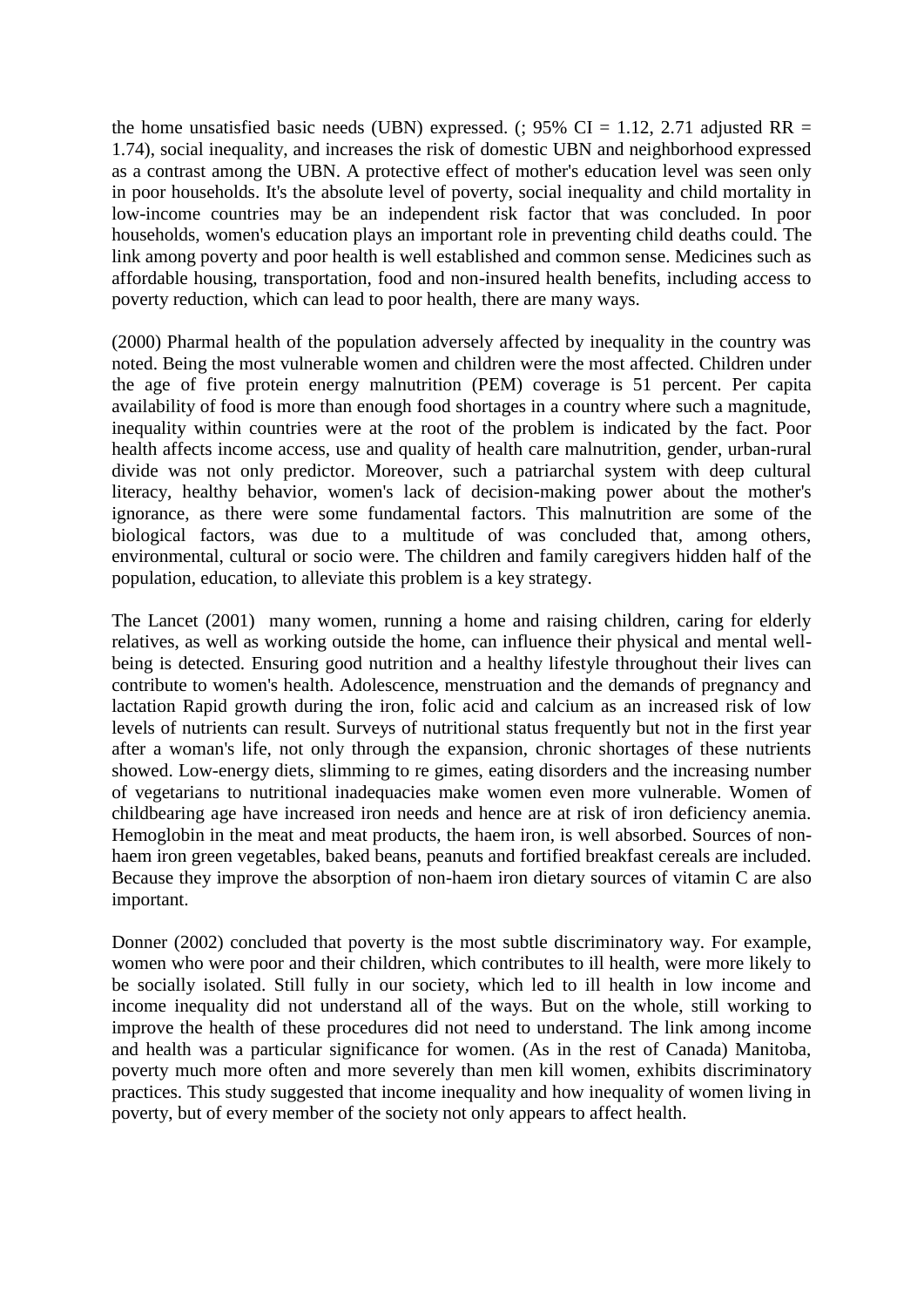the home unsatisfied basic needs (UBN) expressed. (; 95% CI = 1.12, 2.71 adjusted RR = 1.74), social inequality, and increases the risk of domestic UBN and neighborhood expressed as a contrast among the UBN. A protective effect of mother's education level was seen only in poor households. It's the absolute level of poverty, social inequality and child mortality in low-income countries may be an independent risk factor that was concluded. In poor households, women's education plays an important role in preventing child deaths could. The link among poverty and poor health is well established and common sense. Medicines such as affordable housing, transportation, food and non-insured health benefits, including access to poverty reduction, which can lead to poor health, there are many ways.

(2000) Pharmal health of the population adversely affected by inequality in the country was noted. Being the most vulnerable women and children were the most affected. Children under the age of five protein energy malnutrition (PEM) coverage is 51 percent. Per capita availability of food is more than enough food shortages in a country where such a magnitude, inequality within countries were at the root of the problem is indicated by the fact. Poor health affects income access, use and quality of health care malnutrition, gender, urban-rural divide was not only predictor. Moreover, such a patriarchal system with deep cultural literacy, healthy behavior, women's lack of decision-making power about the mother's ignorance, as there were some fundamental factors. This malnutrition are some of the biological factors, was due to a multitude of was concluded that, among others, environmental, cultural or socio were. The children and family caregivers hidden half of the population, education, to alleviate this problem is a key strategy.

The Lancet (2001) many women, running a home and raising children, caring for elderly relatives, as well as working outside the home, can influence their physical and mental well-being is detected. Ensuring good nutrition and a healthy lifestyle throughout their lives can contribute to women's health. Adolescence, menstruation and the demands of pregnancy and lactation Rapid growth during the iron, folic acid and calcium as an increased risk of low levels of nutrients can result. Surveys of nutritional status frequently but not in the first year after a woman's life, not only through the expansion, chronic shortages of these nutrients showed. Low-energy diets, slimming to re gimes, eating disorders and the increasing number of vegetarians to nutritional inadequacies make women even more vulnerable. Women of childbearing age have increased iron needs and hence are at risk of iron deficiency anemia. Hemoglobin in the meat and meat products, the haem iron, is well absorbed. Sources of non-haem iron green vegetables, baked beans, peanuts and fortified breakfast cereals are included. Because they improve the absorption of non-haem iron dietary sources of vitamin C are also important.

Donner (2002) concluded that poverty is the most subtle discriminatory way. For example, women who were poor and their children, which contributes to ill health, were more likely to be socially isolated. Still fully in our society, which led to ill health in low income and income inequality did not understand all of the ways. But on the whole, still working to improve the health of these procedures did not need to understand. The link among income and health was a particular significance for women. (As in the rest of Canada) Manitoba, poverty much more often and more severely than men kill women, exhibits discriminatory practices. This study suggested that income inequality and how inequality of women living in poverty, but of every member of the society not only appears to affect health.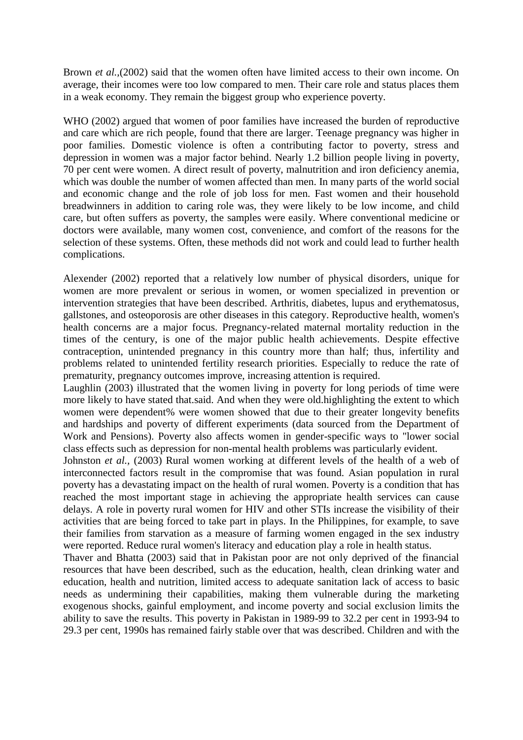Brown *et al.*,(2002) said that the women often have limited access to their own income. On average, their incomes were too low compared to men. Their care role and status places them in a weak economy. They remain the biggest group who experience poverty.

WHO (2002) argued that women of poor families have increased the burden of reproductive and care which are rich people, found that there are larger. Teenage pregnancy was higher in poor families. Domestic violence is often a contributing factor to poverty, stress and depression in women was a major factor behind. Nearly 1.2 billion people living in poverty, 70 per cent were women. A direct result of poverty, malnutrition and iron deficiency anemia, which was double the number of women affected than men. In many parts of the world social and economic change and the role of job loss for men. Fast women and their household breadwinners in addition to caring role was, they were likely to be low income, and child care, but often suffers as poverty, the samples were easily. Where conventional medicine or doctors were available, many women cost, convenience, and comfort of the reasons for the selection of these systems. Often, these methods did not work and could lead to further health complications.

Alexender (2002) reported that a relatively low number of physical disorders, unique for women are more prevalent or serious in women, or women specialized in prevention or intervention strategies that have been described. Arthritis, diabetes, lupus and erythematosus, gallstones, and osteoporosis are other diseases in this category. Reproductive health, women's health concerns are a major focus. Pregnancy-related maternal mortality reduction in the times of the century, is one of the major public health achievements. Despite effective contraception, unintended pregnancy in this country more than half; thus, infertility and problems related to unintended fertility research priorities. Especially to reduce the rate of prematurity, pregnancy outcomes improve, increasing attention is required.

Laughlin (2003) illustrated that the women living in poverty for long periods of time were more likely to have stated that.said. And when they were old.highlighting the extent to which women were dependent% were women showed that due to their greater longevity benefits and hardships and poverty of different experiments (data sourced from the Department of Work and Pensions). Poverty also affects women in gender-specific ways to "lower social class effects such as depression for non-mental health problems was particularly evident.

Johnston *et al.,* (2003) Rural women working at different levels of the health of a web of interconnected factors result in the compromise that was found. Asian population in rural poverty has a devastating impact on the health of rural women. Poverty is a condition that has reached the most important stage in achieving the appropriate health services can cause delays. A role in poverty rural women for HIV and other STIs increase the visibility of their activities that are being forced to take part in plays. In the Philippines, for example, to save their families from starvation as a measure of farming women engaged in the sex industry were reported. Reduce rural women's literacy and education play a role in health status.

Thaver and Bhatta (2003) said that in Pakistan poor are not only deprived of the financial resources that have been described, such as the education, health, clean drinking water and education, health and nutrition, limited access to adequate sanitation lack of access to basic needs as undermining their capabilities, making them vulnerable during the marketing exogenous shocks, gainful employment, and income poverty and social exclusion limits the ability to save the results. This poverty in Pakistan in 1989-99 to 32.2 per cent in 1993-94 to 29.3 per cent, 1990s has remained fairly stable over that was described. Children and with the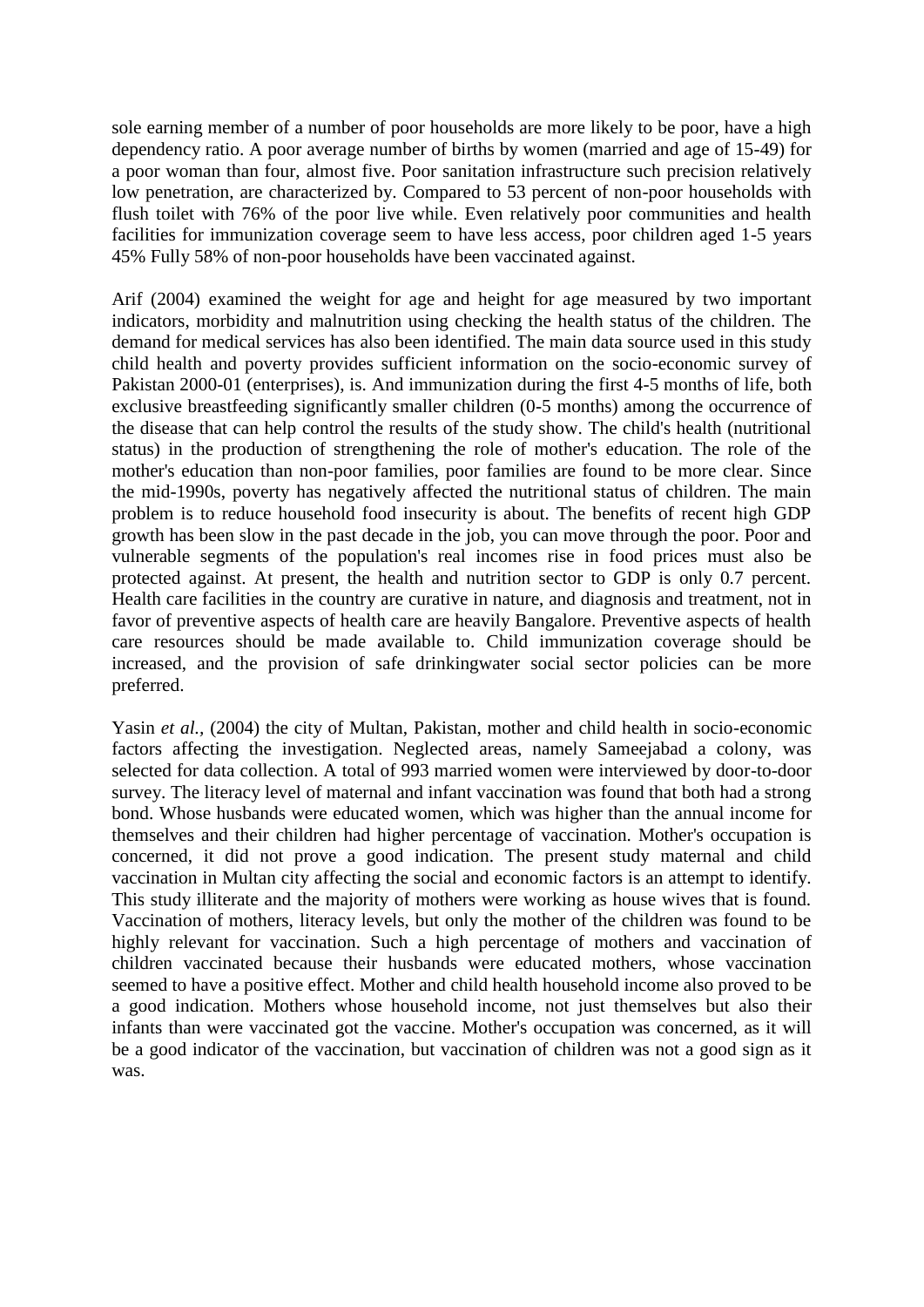sole earning member of a number of poor households are more likely to be poor, have a high dependency ratio. A poor average number of births by women (married and age of 15-49) for a poor woman than four, almost five. Poor sanitation infrastructure such precision relatively low penetration, are characterized by. Compared to 53 percent of non-poor households with flush toilet with 76% of the poor live while. Even relatively poor communities and health facilities for immunization coverage seem to have less access, poor children aged 1-5 years 45% Fully 58% of non-poor households have been vaccinated against.

Arif (2004) examined the weight for age and height for age measured by two important indicators, morbidity and malnutrition using checking the health status of the children. The demand for medical services has also been identified. The main data source used in this study child health and poverty provides sufficient information on the socio-economic survey of Pakistan 2000-01 (enterprises), is. And immunization during the first 4-5 months of life, both exclusive breastfeeding significantly smaller children (0-5 months) among the occurrence of the disease that can help control the results of the study show. The child's health (nutritional status) in the production of strengthening the role of mother's education. The role of the mother's education than non-poor families, poor families are found to be more clear. Since the mid-1990s, poverty has negatively affected the nutritional status of children. The main problem is to reduce household food insecurity is about. The benefits of recent high GDP growth has been slow in the past decade in the job, you can move through the poor. Poor and vulnerable segments of the population's real incomes rise in food prices must also be protected against. At present, the health and nutrition sector to GDP is only 0.7 percent. Health care facilities in the country are curative in nature, and diagnosis and treatment, not in favor of preventive aspects of health care are heavily Bangalore. Preventive aspects of health care resources should be made available to. Child immunization coverage should be increased, and the provision of safe drinkingwater social sector policies can be more preferred.

Yasin *et al.,* (2004) the city of Multan, Pakistan, mother and child health in socio-economic factors affecting the investigation. Neglected areas, namely Sameejabad a colony, was selected for data collection. A total of 993 married women were interviewed by door-to-door survey. The literacy level of maternal and infant vaccination was found that both had a strong bond. Whose husbands were educated women, which was higher than the annual income for themselves and their children had higher percentage of vaccination. Mother's occupation is concerned, it did not prove a good indication. The present study maternal and child vaccination in Multan city affecting the social and economic factors is an attempt to identify. This study illiterate and the majority of mothers were working as house wives that is found. Vaccination of mothers, literacy levels, but only the mother of the children was found to be highly relevant for vaccination. Such a high percentage of mothers and vaccination of children vaccinated because their husbands were educated mothers, whose vaccination seemed to have a positive effect. Mother and child health household income also proved to be a good indication. Mothers whose household income, not just themselves but also their infants than were vaccinated got the vaccine. Mother's occupation was concerned, as it will be a good indicator of the vaccination, but vaccination of children was not a good sign as it was.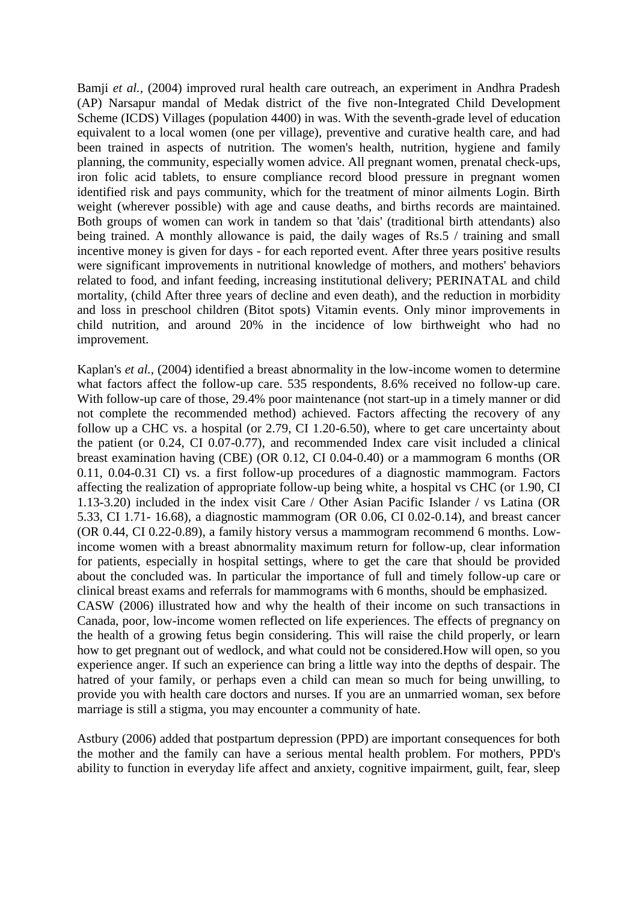Bamji *et al.,* (2004) improved rural health care outreach, an experiment in Andhra Pradesh (AP) Narsapur mandal of Medak district of the five non-Integrated Child Development Scheme (ICDS) Villages (population 4400) in was. With the seventh-grade level of education equivalent to a local women (one per village), preventive and curative health care, and had been trained in aspects of nutrition. The women's health, nutrition, hygiene and family planning, the community, especially women advice. All pregnant women, prenatal check-ups, iron folic acid tablets, to ensure compliance record blood pressure in pregnant women identified risk and pays community, which for the treatment of minor ailments Login. Birth weight (wherever possible) with age and cause deaths, and births records are maintained. Both groups of women can work in tandem so that 'dais' (traditional birth attendants) also being trained. A monthly allowance is paid, the daily wages of Rs.5 / training and small incentive money is given for days - for each reported event. After three years positive results were significant improvements in nutritional knowledge of mothers, and mothers' behaviors related to food, and infant feeding, increasing institutional delivery; PERINATAL and child mortality, (child After three years of decline and even death), and the reduction in morbidity and loss in preschool children (Bitot spots) Vitamin events. Only minor improvements in child nutrition, and around 20% in the incidence of low birthweight who had no improvement.

Kaplan's *et al.,* (2004) identified a breast abnormality in the low-income women to determine what factors affect the follow-up care. 535 respondents, 8.6% received no follow-up care. With follow-up care of those, 29.4% poor maintenance (not start-up in a timely manner or did not complete the recommended method) achieved. Factors affecting the recovery of any follow up a CHC vs. a hospital (or 2.79, CI 1.20-6.50), where to get care uncertainty about the patient (or 0.24, CI 0.07-0.77), and recommended Index care visit included a clinical breast examination having (CBE) (OR 0.12, CI 0.04-0.40) or a mammogram 6 months (OR 0.11, 0.04-0.31 CI) vs. a first follow-up procedures of a diagnostic mammogram. Factors affecting the realization of appropriate follow-up being white, a hospital vs CHC (or 1.90, CI 1.13-3.20) included in the index visit Care / Other Asian Pacific Islander / vs Latina (OR 5.33, CI 1.71- 16.68), a diagnostic mammogram (OR 0.06, CI 0.02-0.14), and breast cancer (OR 0.44, CI 0.22-0.89), a family history versus a mammogram recommend 6 months. Low-income women with a breast abnormality maximum return for follow-up, clear information for patients, especially in hospital settings, where to get the care that should be provided about the concluded was. In particular the importance of full and timely follow-up care or clinical breast exams and referrals for mammograms with 6 months, should be emphasized.

CASW (2006) illustrated how and why the health of their income on such transactions in Canada, poor, low-income women reflected on life experiences. The effects of pregnancy on the health of a growing fetus begin considering. This will raise the child properly, or learn how to get pregnant out of wedlock, and what could not be considered.How will open, so you experience anger. If such an experience can bring a little way into the depths of despair. The hatred of your family, or perhaps even a child can mean so much for being unwilling, to provide you with health care doctors and nurses. If you are an unmarried woman, sex before marriage is still a stigma, you may encounter a community of hate.

Astbury (2006) added that postpartum depression (PPD) are important consequences for both the mother and the family can have a serious mental health problem. For mothers, PPD's ability to function in everyday life affect and anxiety, cognitive impairment, guilt, fear, sleep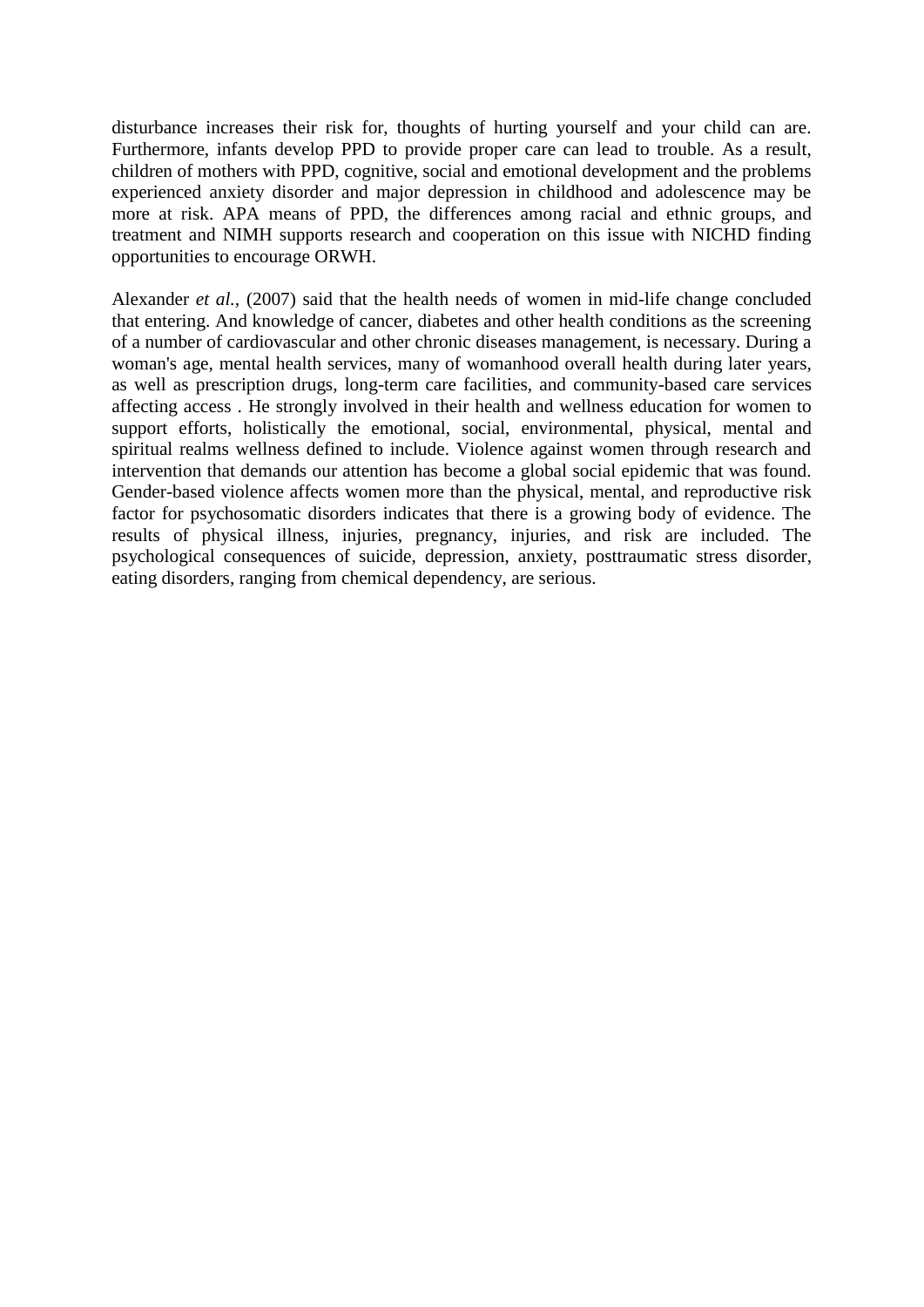disturbance increases their risk for, thoughts of hurting yourself and your child can are. Furthermore, infants develop PPD to provide proper care can lead to trouble. As a result, children of mothers with PPD, cognitive, social and emotional development and the problems experienced anxiety disorder and major depression in childhood and adolescence may be more at risk. APA means of PPD, the differences among racial and ethnic groups, and treatment and NIMH supports research and cooperation on this issue with NICHD finding opportunities to encourage ORWH.

Alexander *et al.*, (2007) said that the health needs of women in mid-life change concluded that entering. And knowledge of cancer, diabetes and other health conditions as the screening of a number of cardiovascular and other chronic diseases management, is necessary. During a woman's age, mental health services, many of womanhood overall health during later years, as well as prescription drugs, long-term care facilities, and community-based care services affecting access . He strongly involved in their health and wellness education for women to support efforts, holistically the emotional, social, environmental, physical, mental and spiritual realms wellness defined to include. Violence against women through research and intervention that demands our attention has become a global social epidemic that was found. Gender-based violence affects women more than the physical, mental, and reproductive risk factor for psychosomatic disorders indicates that there is a growing body of evidence. The results of physical illness, injuries, pregnancy, injuries, and risk are included. The psychological consequences of suicide, depression, anxiety, posttraumatic stress disorder, eating disorders, ranging from chemical dependency, are serious.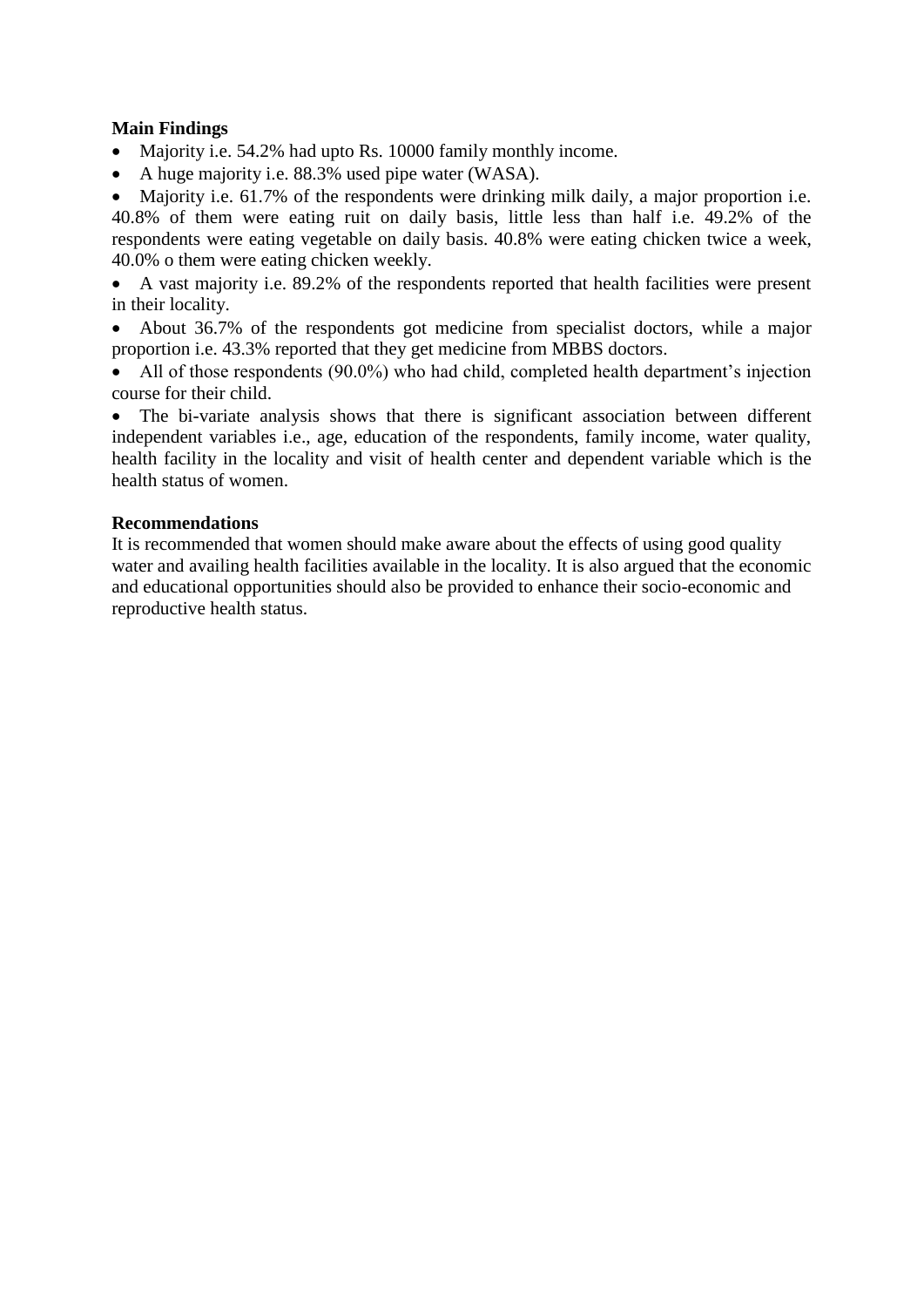**Main Findings**

- Majority i.e. 54.2% had upto Rs. 10000 family monthly income.
- A huge majority i.e. 88.3% used pipe water (WASA).
- Majority i.e. 61.7% of the respondents were drinking milk daily, a major proportion i.e. 40.8% of them were eating ruit on daily basis, little less than half i.e. 49.2% of the respondents were eating vegetable on daily basis. 40.8% were eating chicken twice a week, 40.0% o them were eating chicken weekly.
- A vast majority i.e. 89.2% of the respondents reported that health facilities were present in their locality.
- About 36.7% of the respondents got medicine from specialist doctors, while a major proportion i.e. 43.3% reported that they get medicine from MBBS doctors.
- All of those respondents (90.0%) who had child, completed health department's injection course for their child.
- The bi-variate analysis shows that there is significant association between different independent variables i.e., age, education of the respondents, family income, water quality, health facility in the locality and visit of health center and dependent variable which is the health status of women.

**Recommendations**

It is recommended that women should make aware about the effects of using good quality water and availing health facilities available in the locality. It is also argued that the economic and educational opportunities should also be provided to enhance their socio-economic and reproductive health status.